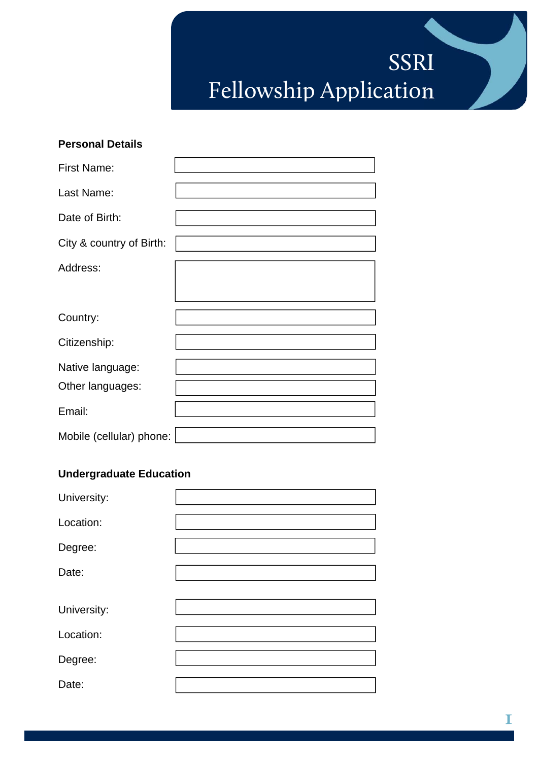# SSRI
# Fellowship Application

**Personal Details**

| | |
|---|---|
| First Name: | |
| Last Name: | |
| Date of Birth: | |
| City & country of Birth: | |
| Address: | |
| Country: | |
| Citizenship: | |
| Native language: | |
| Other languages: | |
| Email: | |
| Mobile (cellular) phone: | |

**Undergraduate Education**

| | |
|---|---|
| University: | |
| Location: | |
| Degree: | |
| Date: | |

| | |
|---|---|
| University: | |
| Location: | |
| Degree: | |
| Date: | |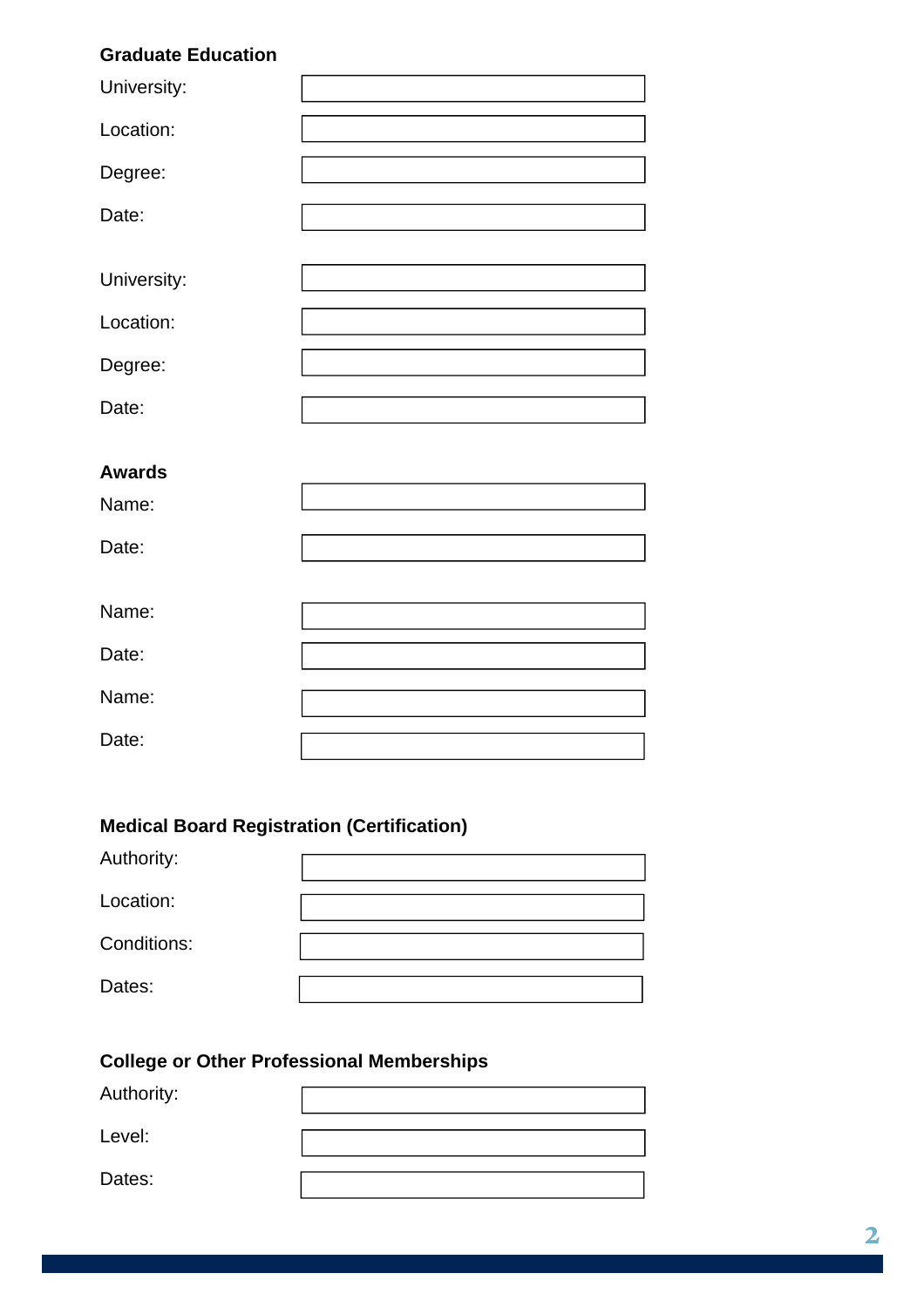**Graduate Education**

University:

Location:

Degree:

Date:

University:

Location:

Degree:

Date:

**Awards**

Name:

Date:

Name:

Date:

Name:

Date:

**Medical Board Registration (Certification)**

Authority:

Location:

Conditions:

Dates:

**College or Other Professional Memberships**

Authority:

Level:

Dates: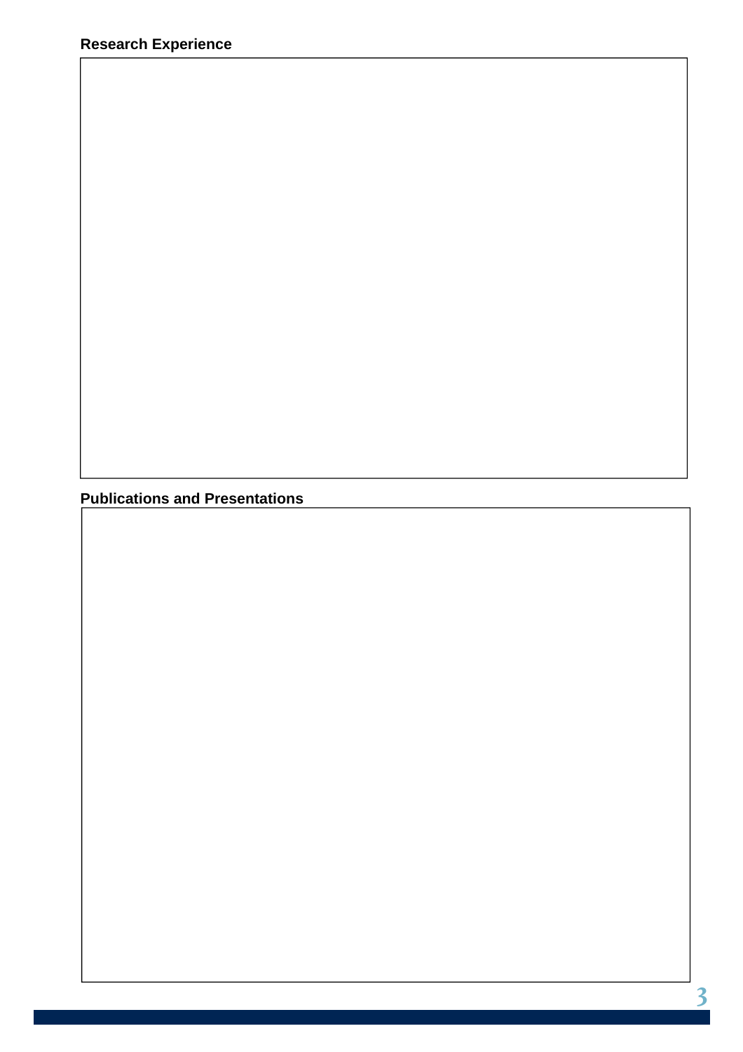**Research Experience**

**Publications and Presentations**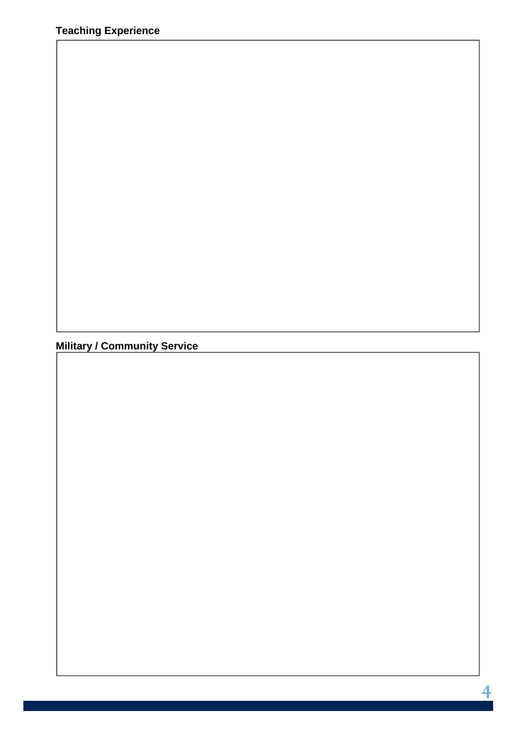**Teaching Experience**

**Military / Community Service**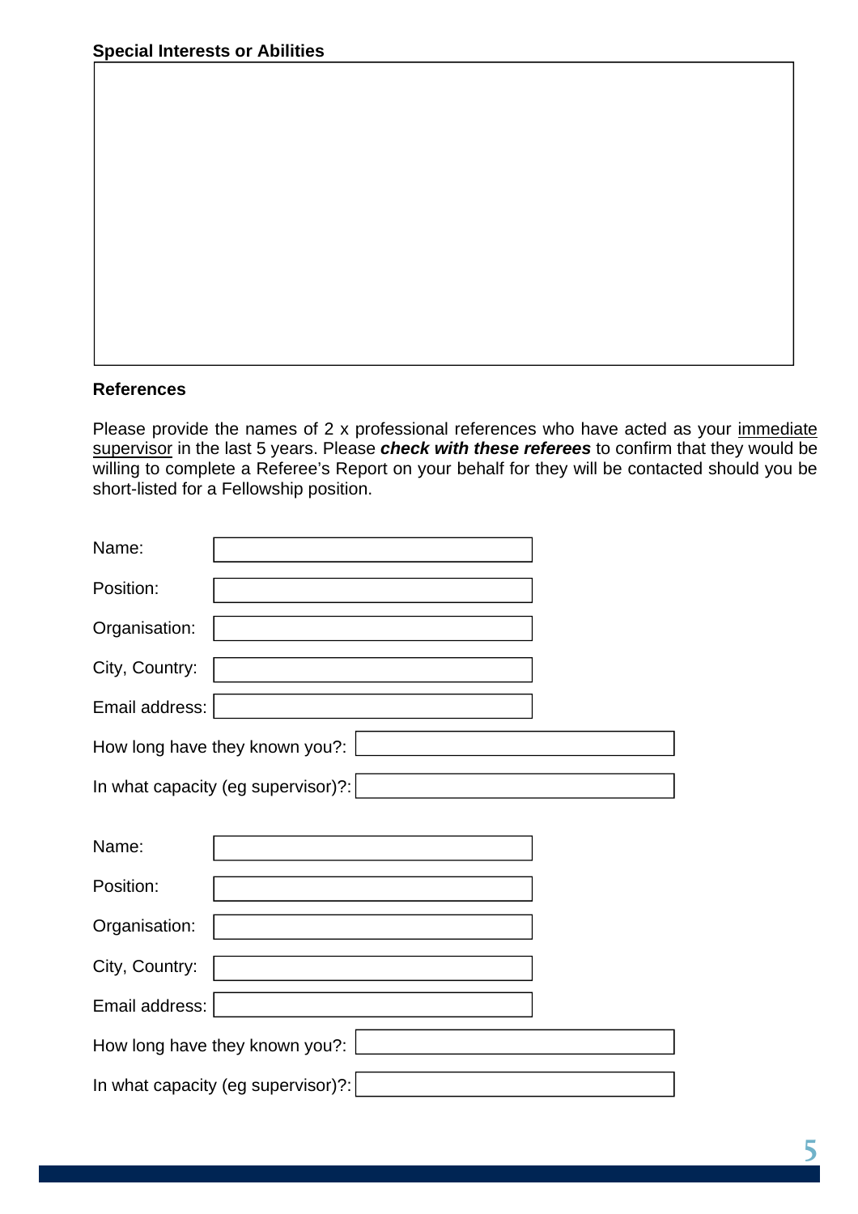**Special Interests or Abilities**

**References**

Please provide the names of 2 x professional references who have acted as your <u>immediate supervisor</u> in the last 5 years. Please ***check with these referees*** to confirm that they would be willing to complete a Referee's Report on your behalf for they will be contacted should you be short-listed for a Fellowship position.

Name:

Position:

Organisation:

City, Country:

Email address:

How long have they known you?:

In what capacity (eg supervisor)?:

Name:

Position:

Organisation:

City, Country:

Email address:

How long have they known you?:

In what capacity (eg supervisor)?: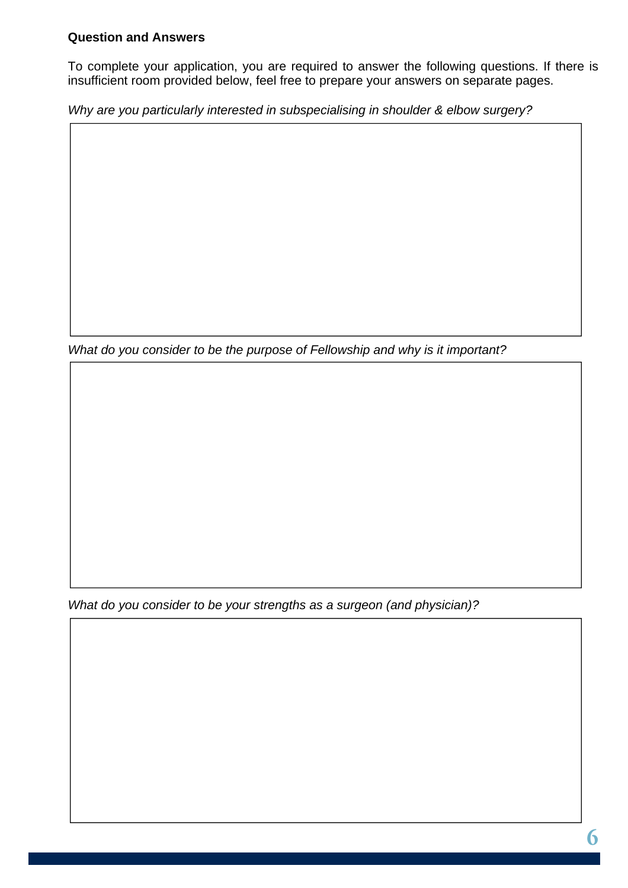**Question and Answers**

To complete your application, you are required to answer the following questions. If there is insufficient room provided below, feel free to prepare your answers on separate pages.

*Why are you particularly interested in subspecialising in shoulder & elbow surgery?*

*What do you consider to be the purpose of Fellowship and why is it important?*

*What do you consider to be your strengths as a surgeon (and physician)?*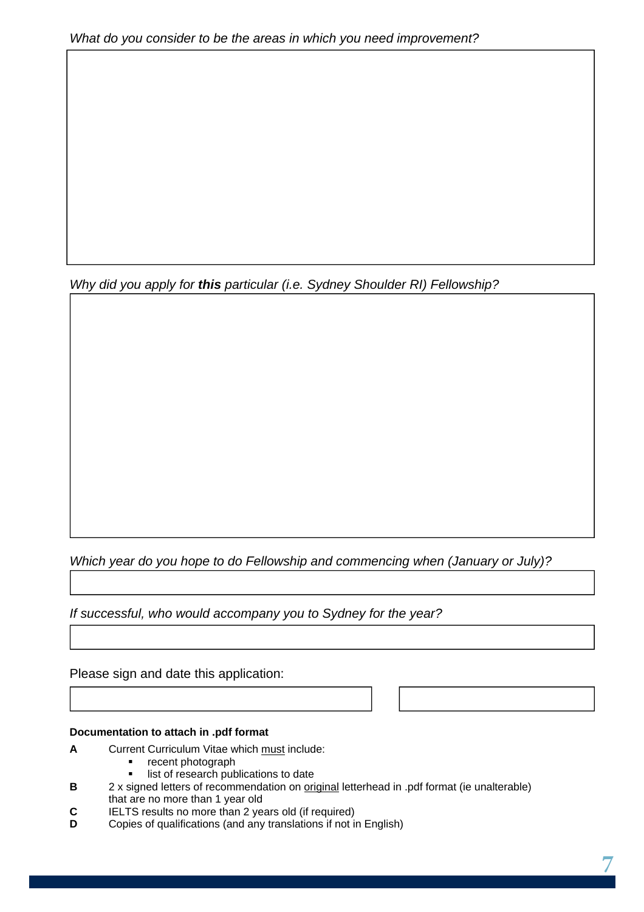*What do you consider to be the areas in which you need improvement?*

*Why did you apply for **this** particular (i.e. Sydney Shoulder RI) Fellowship?*

*Which year do you hope to do Fellowship and commencing when (January or July)?*

*If successful, who would accompany you to Sydney for the year?*

Please sign and date this application:

**Documentation to attach in .pdf format**

**A** Current Curriculum Vitae which <u>must</u> include:
- recent photograph
- list of research publications to date

**B** 2 x signed letters of recommendation on <u>original</u> letterhead in .pdf format (ie unalterable) that are no more than 1 year old

**C** IELTS results no more than 2 years old (if required)

**D** Copies of qualifications (and any translations if not in English)